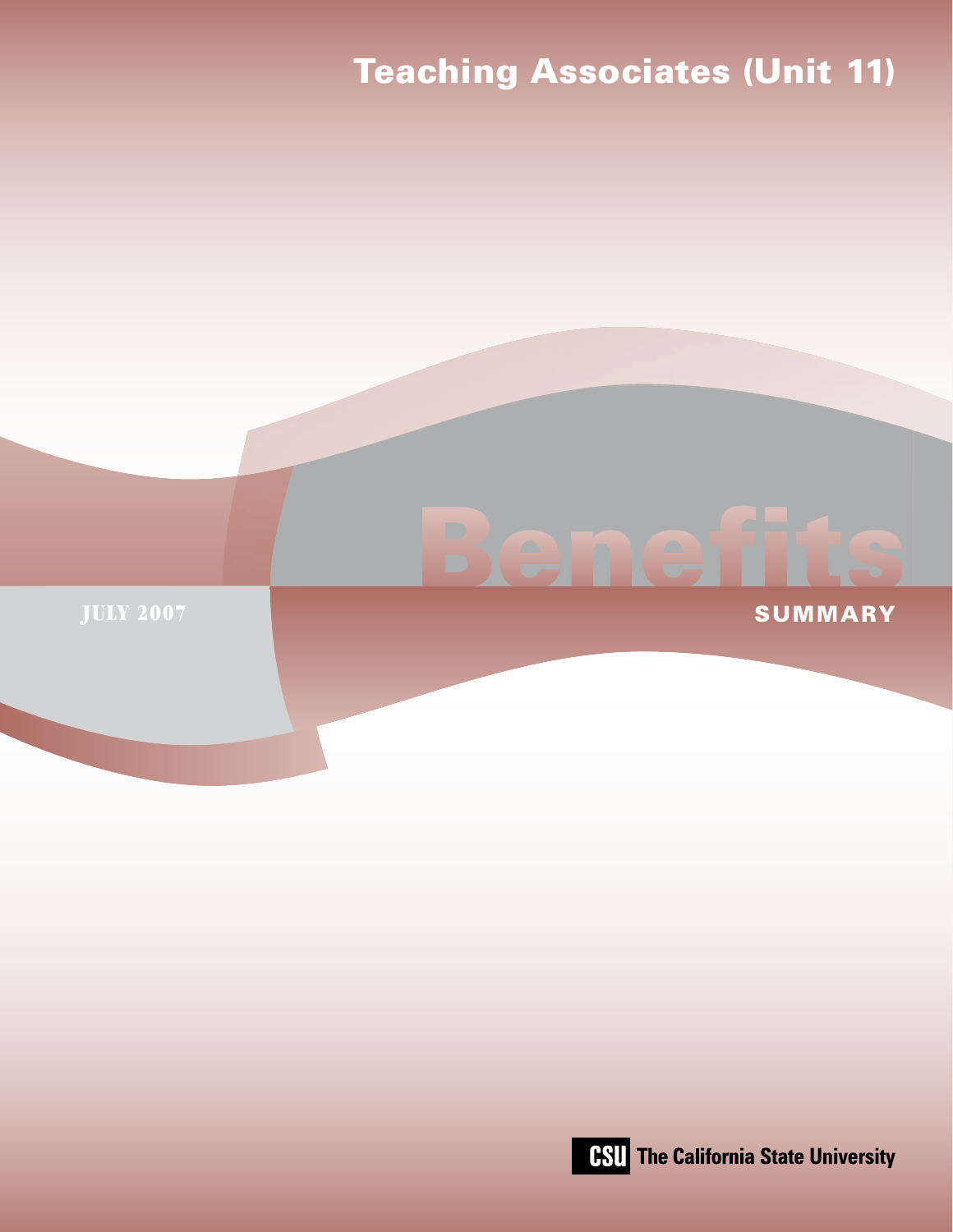# Teaching Associates (Unit 11)

# Benefits

JULY 2007

SUMMARY

CSU The California State University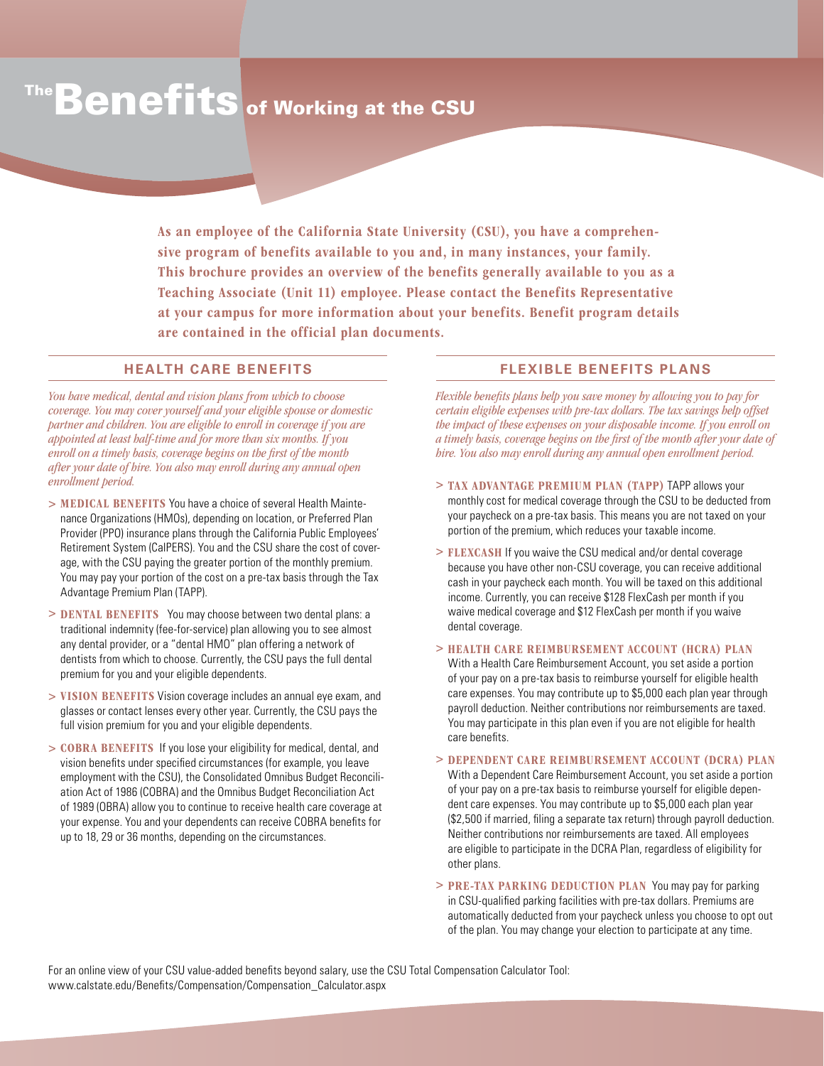# The Benefits of Working at the CSU

**As an employee of the California State University (CSU), you have a comprehensive program of benefits available to you and, in many instances, your family. This brochure provides an overview of the benefits generally available to you as a Teaching Associate (Unit 11) employee. Please contact the Benefits Representative at your campus for more information about your benefits. Benefit program details are contained in the official plan documents.**

## HEALTH CARE BENEFITS

*You have medical, dental and vision plans from which to choose coverage. You may cover yourself and your eligible spouse or domestic partner and children. You are eligible to enroll in coverage if you are appointed at least half-time and for more than six months. If you enroll on a timely basis, coverage begins on the first of the month after your date of hire. You also may enroll during any annual open enrollment period.*

> **MEDICAL BENEFITS** You have a choice of several Health Maintenance Organizations (HMOs), depending on location, or Preferred Plan Provider (PPO) insurance plans through the California Public Employees' Retirement System (CalPERS). You and the CSU share the cost of coverage, with the CSU paying the greater portion of the monthly premium. You may pay your portion of the cost on a pre-tax basis through the Tax Advantage Premium Plan (TAPP).

> **DENTAL BENEFITS** You may choose between two dental plans: a traditional indemnity (fee-for-service) plan allowing you to see almost any dental provider, or a "dental HMO" plan offering a network of dentists from which to choose. Currently, the CSU pays the full dental premium for you and your eligible dependents.

> **VISION BENEFITS** Vision coverage includes an annual eye exam, and glasses or contact lenses every other year. Currently, the CSU pays the full vision premium for you and your eligible dependents.

> **COBRA BENEFITS** If you lose your eligibility for medical, dental, and vision benefits under specified circumstances (for example, you leave employment with the CSU), the Consolidated Omnibus Budget Reconciliation Act of 1986 (COBRA) and the Omnibus Budget Reconciliation Act of 1989 (OBRA) allow you to continue to receive health care coverage at your expense. You and your dependents can receive COBRA benefits for up to 18, 29 or 36 months, depending on the circumstances.

## FLEXIBLE BENEFITS PLANS

*Flexible benefits plans help you save money by allowing you to pay for certain eligible expenses with pre-tax dollars. The tax savings help offset the impact of these expenses on your disposable income. If you enroll on a timely basis, coverage begins on the first of the month after your date of hire. You also may enroll during any annual open enrollment period.*

> **TAX ADVANTAGE PREMIUM PLAN (TAPP)** TAPP allows your monthly cost for medical coverage through the CSU to be deducted from your paycheck on a pre-tax basis. This means you are not taxed on your portion of the premium, which reduces your taxable income.

> **FLEXCASH** If you waive the CSU medical and/or dental coverage because you have other non-CSU coverage, you can receive additional cash in your paycheck each month. You will be taxed on this additional income. Currently, you can receive $128 FlexCash per month if you waive medical coverage and $12 FlexCash per month if you waive dental coverage.

> **HEALTH CARE REIMBURSEMENT ACCOUNT (HCRA) PLAN** With a Health Care Reimbursement Account, you set aside a portion of your pay on a pre-tax basis to reimburse yourself for eligible health care expenses. You may contribute up to $5,000 each plan year through payroll deduction. Neither contributions nor reimbursements are taxed. You may participate in this plan even if you are not eligible for health care benefits.

> **DEPENDENT CARE REIMBURSEMENT ACCOUNT (DCRA) PLAN** With a Dependent Care Reimbursement Account, you set aside a portion of your pay on a pre-tax basis to reimburse yourself for eligible dependent care expenses. You may contribute up to $5,000 each plan year ($2,500 if married, filing a separate tax return) through payroll deduction. Neither contributions nor reimbursements are taxed. All employees are eligible to participate in the DCRA Plan, regardless of eligibility for other plans.

> **PRE-TAX PARKING DEDUCTION PLAN** You may pay for parking in CSU-qualified parking facilities with pre-tax dollars. Premiums are automatically deducted from your paycheck unless you choose to opt out of the plan. You may change your election to participate at any time.

For an online view of your CSU value-added benefits beyond salary, use the CSU Total Compensation Calculator Tool: www.calstate.edu/Benefits/Compensation/Compensation_Calculator.aspx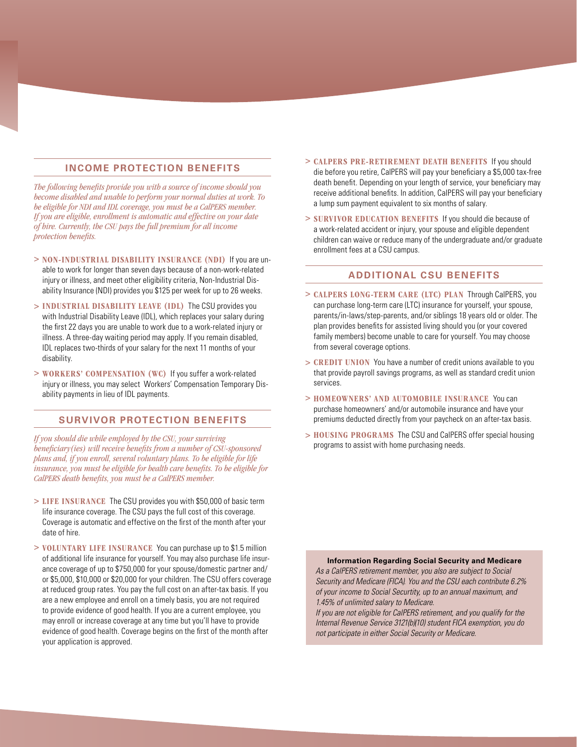## INCOME PROTECTION BENEFITS

*The following benefits provide you with a source of income should you become disabled and unable to perform your normal duties at work. To be eligible for NDI and IDL coverage, you must be a CalPERS member. If you are eligible, enrollment is automatic and effective on your date of hire. Currently, the CSU pays the full premium for all income protection benefits.*

- **NON-INDUSTRIAL DISABILITY INSURANCE (NDI)** If you are unable to work for longer than seven days because of a non-work-related injury or illness, and meet other eligibility criteria, Non-Industrial Disability Insurance (NDI) provides you $125 per week for up to 26 weeks.
- **INDUSTRIAL DISABILITY LEAVE (IDL)** The CSU provides you with Industrial Disability Leave (IDL), which replaces your salary during the first 22 days you are unable to work due to a work-related injury or illness. A three-day waiting period may apply. If you remain disabled, IDL replaces two-thirds of your salary for the next 11 months of your disability.
- **WORKERS' COMPENSATION (WC)** If you suffer a work-related injury or illness, you may select Workers' Compensation Temporary Disability payments in lieu of IDL payments.

## SURVIVOR PROTECTION BENEFITS

*If you should die while employed by the CSU, your surviving beneficiary(ies) will receive benefits from a number of CSU-sponsored plans and, if you enroll, several voluntary plans. To be eligible for life insurance, you must be eligible for health care benefits. To be eligible for CalPERS death benefits, you must be a CalPERS member.*

- **LIFE INSURANCE** The CSU provides you with $50,000 of basic term life insurance coverage. The CSU pays the full cost of this coverage. Coverage is automatic and effective on the first of the month after your date of hire.
- **VOLUNTARY LIFE INSURANCE** You can purchase up to $1.5 million of additional life insurance for yourself. You may also purchase life insurance coverage of up to $750,000 for your spouse/domestic partner and/or $5,000, $10,000 or $20,000 for your children. The CSU offers coverage at reduced group rates. You pay the full cost on an after-tax basis. If you are a new employee and enroll on a timely basis, you are not required to provide evidence of good health. If you are a current employee, you may enroll or increase coverage at any time but you'll have to provide evidence of good health. Coverage begins on the first of the month after your application is approved.
- **CALPERS PRE-RETIREMENT DEATH BENEFITS** If you should die before you retire, CalPERS will pay your beneficiary a $5,000 tax-free death benefit. Depending on your length of service, your beneficiary may receive additional benefits. In addition, CalPERS will pay your beneficiary a lump sum payment equivalent to six months of salary.
- **SURVIVOR EDUCATION BENEFITS** If you should die because of a work-related accident or injury, your spouse and eligible dependent children can waive or reduce many of the undergraduate and/or graduate enrollment fees at a CSU campus.

## ADDITIONAL CSU BENEFITS

- **CALPERS LONG-TERM CARE (LTC) PLAN** Through CalPERS, you can purchase long-term care (LTC) insurance for yourself, your spouse, parents/in-laws/step-parents, and/or siblings 18 years old or older. The plan provides benefits for assisted living should you (or your covered family members) become unable to care for yourself. You may choose from several coverage options.
- **CREDIT UNION** You have a number of credit unions available to you that provide payroll savings programs, as well as standard credit union services.
- **HOMEOWNERS' AND AUTOMOBILE INSURANCE** You can purchase homeowners' and/or automobile insurance and have your premiums deducted directly from your paycheck on an after-tax basis.
- **HOUSING PROGRAMS** The CSU and CalPERS offer special housing programs to assist with home purchasing needs.

**Information Regarding Social Security and Medicare**

*As a CalPERS retirement member, you also are subject to Social Security and Medicare (FICA). You and the CSU each contribute 6.2% of your income to Social Securtity, up to an annual maximum, and 1.45% of unlimited salary to Medicare.*

*If you are not eligible for CalPERS retirement, and you qualify for the Internal Revenue Service 3121(b)(10) student FICA exemption, you do not participate in either Social Security or Medicare.*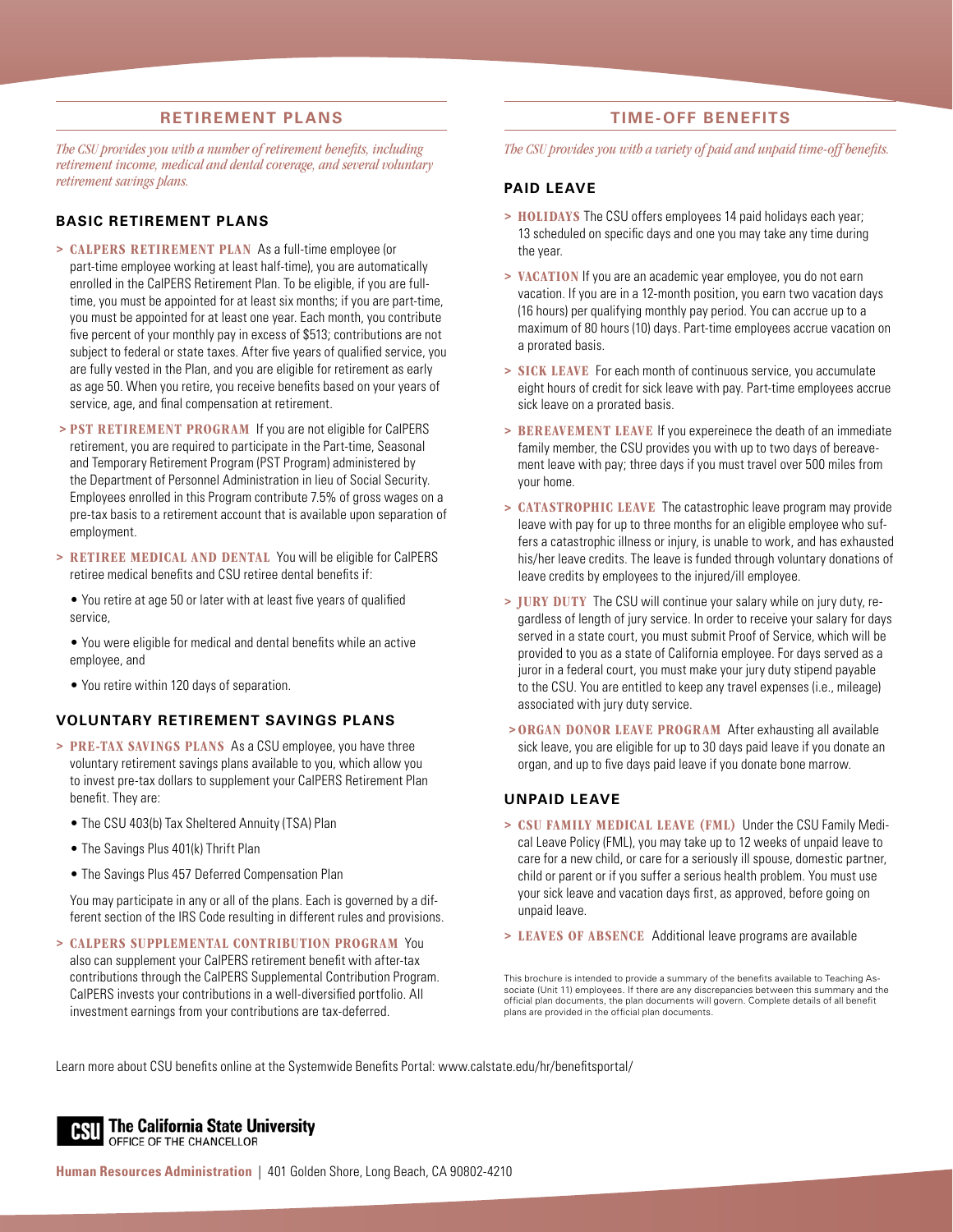## RETIREMENT PLANS

*The CSU provides you with a number of retirement benefits, including retirement income, medical and dental coverage, and several voluntary retirement savings plans.*

### BASIC RETIREMENT PLANS

> **CALPERS RETIREMENT PLAN** As a full-time employee (or part-time employee working at least half-time), you are automatically enrolled in the CalPERS Retirement Plan. To be eligible, if you are full-time, you must be appointed for at least six months; if you are part-time, you must be appointed for at least one year. Each month, you contribute five percent of your monthly pay in excess of $513; contributions are not subject to federal or state taxes. After five years of qualified service, you are fully vested in the Plan, and you are eligible for retirement as early as age 50. When you retire, you receive benefits based on your years of service, age, and final compensation at retirement.

> **PST RETIREMENT PROGRAM** If you are not eligible for CalPERS retirement, you are required to participate in the Part-time, Seasonal and Temporary Retirement Program (PST Program) administered by the Department of Personnel Administration in lieu of Social Security. Employees enrolled in this Program contribute 7.5% of gross wages on a pre-tax basis to a retirement account that is available upon separation of employment.

> **RETIREE MEDICAL AND DENTAL** You will be eligible for CalPERS retiree medical benefits and CSU retiree dental benefits if:

- You retire at age 50 or later with at least five years of qualified service,
- You were eligible for medical and dental benefits while an active employee, and
- You retire within 120 days of separation.

### VOLUNTARY RETIREMENT SAVINGS PLANS

> **PRE-TAX SAVINGS PLANS** As a CSU employee, you have three voluntary retirement savings plans available to you, which allow you to invest pre-tax dollars to supplement your CalPERS Retirement Plan benefit. They are:

- The CSU 403(b) Tax Sheltered Annuity (TSA) Plan
- The Savings Plus 401(k) Thrift Plan
- The Savings Plus 457 Deferred Compensation Plan

You may participate in any or all of the plans. Each is governed by a different section of the IRS Code resulting in different rules and provisions.

> **CALPERS SUPPLEMENTAL CONTRIBUTION PROGRAM** You also can supplement your CalPERS retirement benefit with after-tax contributions through the CalPERS Supplemental Contribution Program. CalPERS invests your contributions in a well-diversified portfolio. All investment earnings from your contributions are tax-deferred.

## TIME-OFF BENEFITS

*The CSU provides you with a variety of paid and unpaid time-off benefits.*

### PAID LEAVE

> **HOLIDAYS** The CSU offers employees 14 paid holidays each year; 13 scheduled on specific days and one you may take any time during the year.

> **VACATION** If you are an academic year employee, you do not earn vacation. If you are in a 12-month position, you earn two vacation days (16 hours) per qualifying monthly pay period. You can accrue up to a maximum of 80 hours (10) days. Part-time employees accrue vacation on a prorated basis.

> **SICK LEAVE** For each month of continuous service, you accumulate eight hours of credit for sick leave with pay. Part-time employees accrue sick leave on a prorated basis.

> **BEREAVEMENT LEAVE** If you expereinece the death of an immediate family member, the CSU provides you with up to two days of bereavement leave with pay; three days if you must travel over 500 miles from your home.

> **CATASTROPHIC LEAVE** The catastrophic leave program may provide leave with pay for up to three months for an eligible employee who suffers a catastrophic illness or injury, is unable to work, and has exhausted his/her leave credits. The leave is funded through voluntary donations of leave credits by employees to the injured/ill employee.

> **JURY DUTY** The CSU will continue your salary while on jury duty, regardless of length of jury service. In order to receive your salary for days served in a state court, you must submit Proof of Service, which will be provided to you as a state of California employee. For days served as a juror in a federal court, you must make your jury duty stipend payable to the CSU. You are entitled to keep any travel expenses (i.e., mileage) associated with jury duty service.

> **ORGAN DONOR LEAVE PROGRAM** After exhausting all available sick leave, you are eligible for up to 30 days paid leave if you donate an organ, and up to five days paid leave if you donate bone marrow.

### UNPAID LEAVE

> **CSU FAMILY MEDICAL LEAVE (FML)** Under the CSU Family Medical Leave Policy (FML), you may take up to 12 weeks of unpaid leave to care for a new child, or care for a seriously ill spouse, domestic partner, child or parent or if you suffer a serious health problem. You must use your sick leave and vacation days first, as approved, before going on unpaid leave.

> **LEAVES OF ABSENCE** Additional leave programs are available

This brochure is intended to provide a summary of the benefits available to Teaching Associate (Unit 11) employees. If there are any discrepancies between this summary and the official plan documents, the plan documents will govern. Complete details of all benefit plans are provided in the official plan documents.

Learn more about CSU benefits online at the Systemwide Benefits Portal: www.calstate.edu/hr/benefitsportal/

**CSU The California State University**
OFFICE OF THE CHANCELLOR

**Human Resources Administration** | 401 Golden Shore, Long Beach, CA 90802-4210